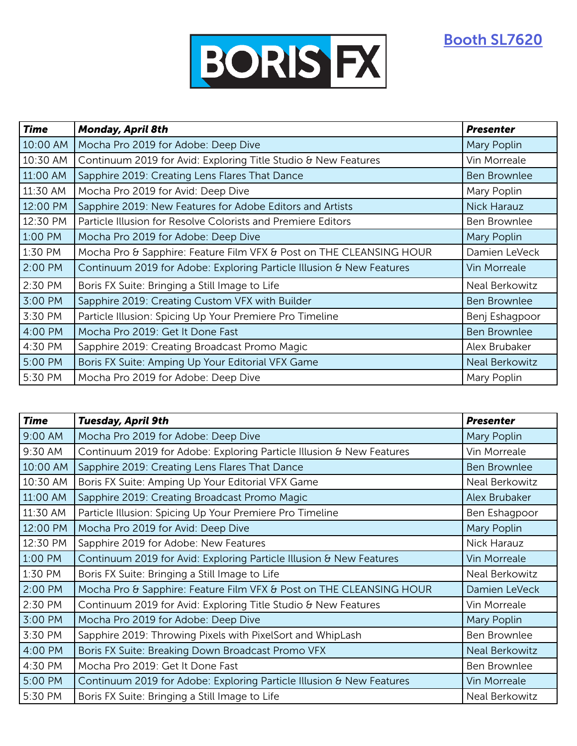BORIS FX

[Booth SL7620]

| ***Time*** | ***Monday, April 8th*** | ***Presenter*** |
|---|---|---|
| 10:00 AM | Mocha Pro 2019 for Adobe: Deep Dive | Mary Poplin |
| 10:30 AM | Continuum 2019 for Avid: Exploring Title Studio & New Features | Vin Morreale |
| 11:00 AM | Sapphire 2019: Creating Lens Flares That Dance | Ben Brownlee |
| 11:30 AM | Mocha Pro 2019 for Avid: Deep Dive | Mary Poplin |
| 12:00 PM | Sapphire 2019: New Features for Adobe Editors and Artists | Nick Harauz |
| 12:30 PM | Particle Illusion for Resolve Colorists and Premiere Editors | Ben Brownlee |
| 1:00 PM | Mocha Pro 2019 for Adobe: Deep Dive | Mary Poplin |
| 1:30 PM | Mocha Pro & Sapphire: Feature Film VFX & Post on THE CLEANSING HOUR | Damien LeVeck |
| 2:00 PM | Continuum 2019 for Adobe: Exploring Particle Illusion & New Features | Vin Morreale |
| 2:30 PM | Boris FX Suite: Bringing a Still Image to Life | Neal Berkowitz |
| 3:00 PM | Sapphire 2019: Creating Custom VFX with Builder | Ben Brownlee |
| 3:30 PM | Particle Illusion: Spicing Up Your Premiere Pro Timeline | Benj Eshagpoor |
| 4:00 PM | Mocha Pro 2019: Get It Done Fast | Ben Brownlee |
| 4:30 PM | Sapphire 2019: Creating Broadcast Promo Magic | Alex Brubaker |
| 5:00 PM | Boris FX Suite: Amping Up Your Editorial VFX Game | Neal Berkowitz |
| 5:30 PM | Mocha Pro 2019 for Adobe: Deep Dive | Mary Poplin |

| ***Time*** | ***Tuesday, April 9th*** | ***Presenter*** |
|---|---|---|
| 9:00 AM | Mocha Pro 2019 for Adobe: Deep Dive | Mary Poplin |
| 9:30 AM | Continuum 2019 for Adobe: Exploring Particle Illusion & New Features | Vin Morreale |
| 10:00 AM | Sapphire 2019: Creating Lens Flares That Dance | Ben Brownlee |
| 10:30 AM | Boris FX Suite: Amping Up Your Editorial VFX Game | Neal Berkowitz |
| 11:00 AM | Sapphire 2019: Creating Broadcast Promo Magic | Alex Brubaker |
| 11:30 AM | Particle Illusion: Spicing Up Your Premiere Pro Timeline | Ben Eshagpoor |
| 12:00 PM | Mocha Pro 2019 for Avid: Deep Dive | Mary Poplin |
| 12:30 PM | Sapphire 2019 for Adobe: New Features | Nick Harauz |
| 1:00 PM | Continuum 2019 for Avid: Exploring Particle Illusion & New Features | Vin Morreale |
| 1:30 PM | Boris FX Suite: Bringing a Still Image to Life | Neal Berkowitz |
| 2:00 PM | Mocha Pro & Sapphire: Feature Film VFX & Post on THE CLEANSING HOUR | Damien LeVeck |
| 2:30 PM | Continuum 2019 for Avid: Exploring Title Studio & New Features | Vin Morreale |
| 3:00 PM | Mocha Pro 2019 for Adobe: Deep Dive | Mary Poplin |
| 3:30 PM | Sapphire 2019: Throwing Pixels with PixelSort and WhipLash | Ben Brownlee |
| 4:00 PM | Boris FX Suite: Breaking Down Broadcast Promo VFX | Neal Berkowitz |
| 4:30 PM | Mocha Pro 2019: Get It Done Fast | Ben Brownlee |
| 5:00 PM | Continuum 2019 for Adobe: Exploring Particle Illusion & New Features | Vin Morreale |
| 5:30 PM | Boris FX Suite: Bringing a Still Image to Life | Neal Berkowitz |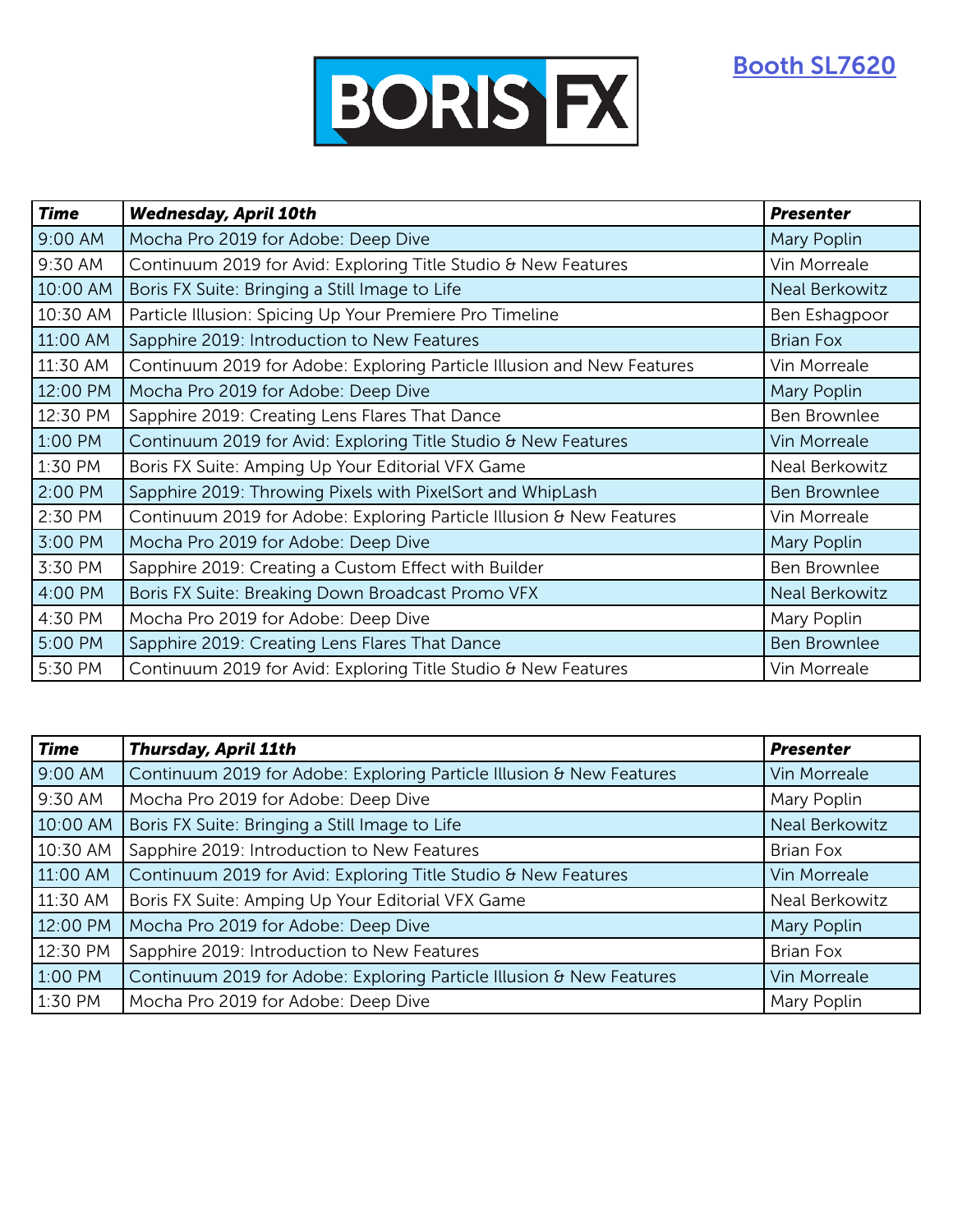BORIS FX

Booth SL7620

| ***Time*** | ***Wednesday, April 10th*** | ***Presenter*** |
|---|---|---|
| 9:00 AM | Mocha Pro 2019 for Adobe: Deep Dive | Mary Poplin |
| 9:30 AM | Continuum 2019 for Avid: Exploring Title Studio & New Features | Vin Morreale |
| 10:00 AM | Boris FX Suite: Bringing a Still Image to Life | Neal Berkowitz |
| 10:30 AM | Particle Illusion: Spicing Up Your Premiere Pro Timeline | Ben Eshagpoor |
| 11:00 AM | Sapphire 2019: Introduction to New Features | Brian Fox |
| 11:30 AM | Continuum 2019 for Adobe: Exploring Particle Illusion and New Features | Vin Morreale |
| 12:00 PM | Mocha Pro 2019 for Adobe: Deep Dive | Mary Poplin |
| 12:30 PM | Sapphire 2019: Creating Lens Flares That Dance | Ben Brownlee |
| 1:00 PM | Continuum 2019 for Avid: Exploring Title Studio & New Features | Vin Morreale |
| 1:30 PM | Boris FX Suite: Amping Up Your Editorial VFX Game | Neal Berkowitz |
| 2:00 PM | Sapphire 2019: Throwing Pixels with PixelSort and WhipLash | Ben Brownlee |
| 2:30 PM | Continuum 2019 for Adobe: Exploring Particle Illusion & New Features | Vin Morreale |
| 3:00 PM | Mocha Pro 2019 for Adobe: Deep Dive | Mary Poplin |
| 3:30 PM | Sapphire 2019: Creating a Custom Effect with Builder | Ben Brownlee |
| 4:00 PM | Boris FX Suite: Breaking Down Broadcast Promo VFX | Neal Berkowitz |
| 4:30 PM | Mocha Pro 2019 for Adobe: Deep Dive | Mary Poplin |
| 5:00 PM | Sapphire 2019: Creating Lens Flares That Dance | Ben Brownlee |
| 5:30 PM | Continuum 2019 for Avid: Exploring Title Studio & New Features | Vin Morreale |

| ***Time*** | ***Thursday, April 11th*** | ***Presenter*** |
|---|---|---|
| 9:00 AM | Continuum 2019 for Adobe: Exploring Particle Illusion & New Features | Vin Morreale |
| 9:30 AM | Mocha Pro 2019 for Adobe: Deep Dive | Mary Poplin |
| 10:00 AM | Boris FX Suite: Bringing a Still Image to Life | Neal Berkowitz |
| 10:30 AM | Sapphire 2019: Introduction to New Features | Brian Fox |
| 11:00 AM | Continuum 2019 for Avid: Exploring Title Studio & New Features | Vin Morreale |
| 11:30 AM | Boris FX Suite: Amping Up Your Editorial VFX Game | Neal Berkowitz |
| 12:00 PM | Mocha Pro 2019 for Adobe: Deep Dive | Mary Poplin |
| 12:30 PM | Sapphire 2019: Introduction to New Features | Brian Fox |
| 1:00 PM | Continuum 2019 for Adobe: Exploring Particle Illusion & New Features | Vin Morreale |
| 1:30 PM | Mocha Pro 2019 for Adobe: Deep Dive | Mary Poplin |